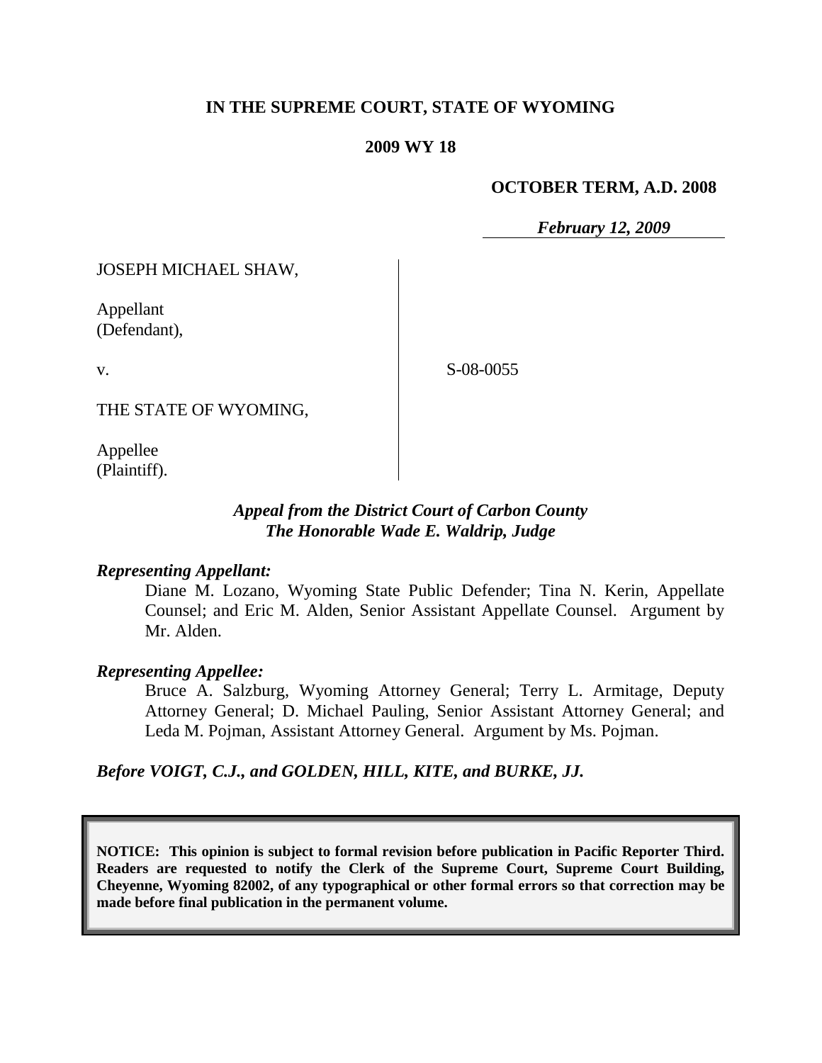**IN THE SUPREME COURT, STATE OF WYOMING**

**2009 WY 18**

**OCTOBER TERM, A.D. 2008**

***February 12, 2009***

JOSEPH MICHAEL SHAW,

Appellant
(Defendant),

v.

S-08-0055

THE STATE OF WYOMING,

Appellee
(Plaintiff).

***Appeal from the District Court of Carbon County***
***The Honorable Wade E. Waldrip, Judge***

***Representing Appellant:***

Diane M. Lozano, Wyoming State Public Defender; Tina N. Kerin, Appellate Counsel; and Eric M. Alden, Senior Assistant Appellate Counsel. Argument by Mr. Alden.

***Representing Appellee:***

Bruce A. Salzburg, Wyoming Attorney General; Terry L. Armitage, Deputy Attorney General; D. Michael Pauling, Senior Assistant Attorney General; and Leda M. Pojman, Assistant Attorney General. Argument by Ms. Pojman.

***Before VOIGT, C.J., and GOLDEN, HILL, KITE, and BURKE, JJ.***

**NOTICE: This opinion is subject to formal revision before publication in Pacific Reporter Third. Readers are requested to notify the Clerk of the Supreme Court, Supreme Court Building, Cheyenne, Wyoming 82002, of any typographical or other formal errors so that correction may be made before final publication in the permanent volume.**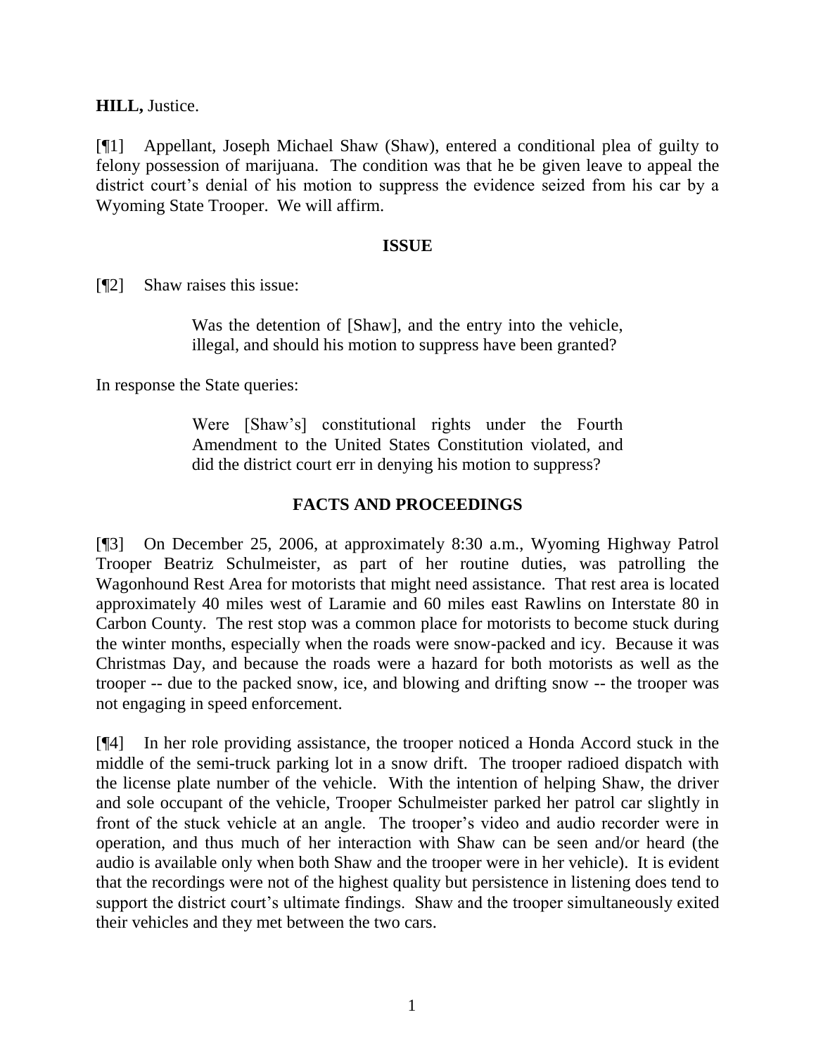**HILL,** Justice.

[¶1] Appellant, Joseph Michael Shaw (Shaw), entered a conditional plea of guilty to felony possession of marijuana. The condition was that he be given leave to appeal the district court's denial of his motion to suppress the evidence seized from his car by a Wyoming State Trooper. We will affirm.

## ISSUE

[¶2] Shaw raises this issue:

> Was the detention of [Shaw], and the entry into the vehicle, illegal, and should his motion to suppress have been granted?

In response the State queries:

> Were [Shaw's] constitutional rights under the Fourth Amendment to the United States Constitution violated, and did the district court err in denying his motion to suppress?

## FACTS AND PROCEEDINGS

[¶3] On December 25, 2006, at approximately 8:30 a.m., Wyoming Highway Patrol Trooper Beatriz Schulmeister, as part of her routine duties, was patrolling the Wagonhound Rest Area for motorists that might need assistance. That rest area is located approximately 40 miles west of Laramie and 60 miles east Rawlins on Interstate 80 in Carbon County. The rest stop was a common place for motorists to become stuck during the winter months, especially when the roads were snow-packed and icy. Because it was Christmas Day, and because the roads were a hazard for both motorists as well as the trooper -- due to the packed snow, ice, and blowing and drifting snow -- the trooper was not engaging in speed enforcement.

[¶4] In her role providing assistance, the trooper noticed a Honda Accord stuck in the middle of the semi-truck parking lot in a snow drift. The trooper radioed dispatch with the license plate number of the vehicle. With the intention of helping Shaw, the driver and sole occupant of the vehicle, Trooper Schulmeister parked her patrol car slightly in front of the stuck vehicle at an angle. The trooper's video and audio recorder were in operation, and thus much of her interaction with Shaw can be seen and/or heard (the audio is available only when both Shaw and the trooper were in her vehicle). It is evident that the recordings were not of the highest quality but persistence in listening does tend to support the district court's ultimate findings. Shaw and the trooper simultaneously exited their vehicles and they met between the two cars.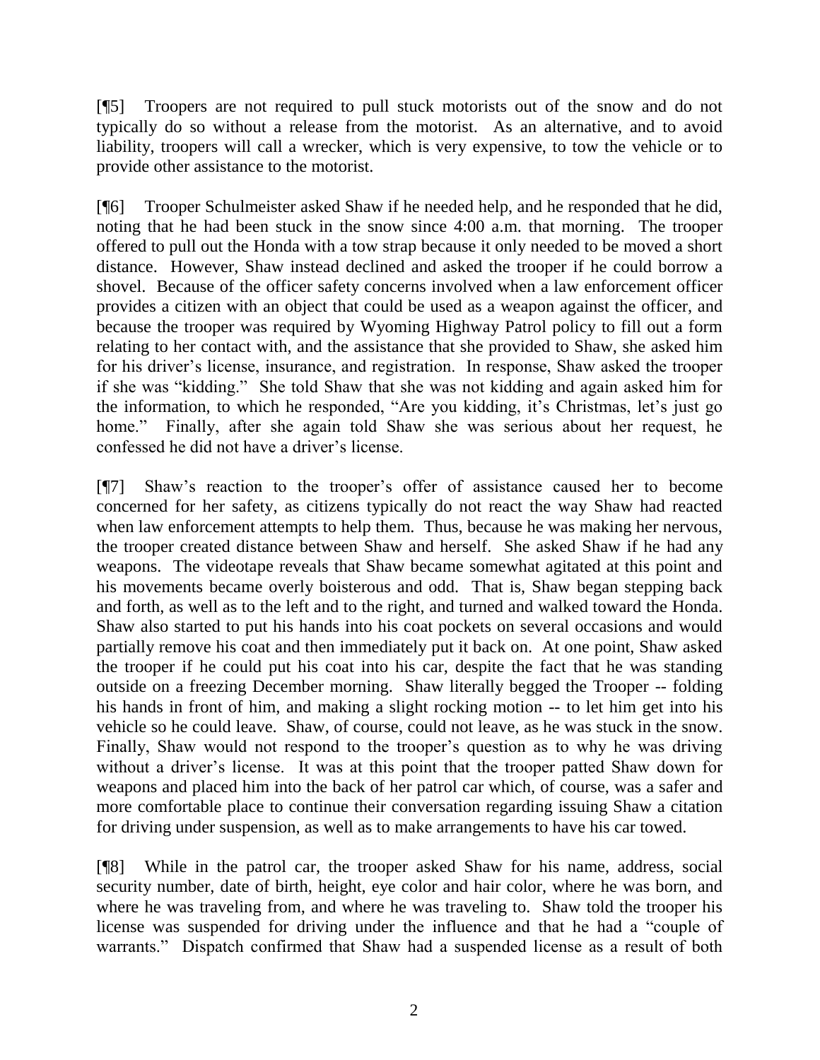[¶5] Troopers are not required to pull stuck motorists out of the snow and do not typically do so without a release from the motorist. As an alternative, and to avoid liability, troopers will call a wrecker, which is very expensive, to tow the vehicle or to provide other assistance to the motorist.

[¶6] Trooper Schulmeister asked Shaw if he needed help, and he responded that he did, noting that he had been stuck in the snow since 4:00 a.m. that morning. The trooper offered to pull out the Honda with a tow strap because it only needed to be moved a short distance. However, Shaw instead declined and asked the trooper if he could borrow a shovel. Because of the officer safety concerns involved when a law enforcement officer provides a citizen with an object that could be used as a weapon against the officer, and because the trooper was required by Wyoming Highway Patrol policy to fill out a form relating to her contact with, and the assistance that she provided to Shaw, she asked him for his driver's license, insurance, and registration. In response, Shaw asked the trooper if she was "kidding." She told Shaw that she was not kidding and again asked him for the information, to which he responded, "Are you kidding, it's Christmas, let's just go home." Finally, after she again told Shaw she was serious about her request, he confessed he did not have a driver's license.

[¶7] Shaw's reaction to the trooper's offer of assistance caused her to become concerned for her safety, as citizens typically do not react the way Shaw had reacted when law enforcement attempts to help them. Thus, because he was making her nervous, the trooper created distance between Shaw and herself. She asked Shaw if he had any weapons. The videotape reveals that Shaw became somewhat agitated at this point and his movements became overly boisterous and odd. That is, Shaw began stepping back and forth, as well as to the left and to the right, and turned and walked toward the Honda. Shaw also started to put his hands into his coat pockets on several occasions and would partially remove his coat and then immediately put it back on. At one point, Shaw asked the trooper if he could put his coat into his car, despite the fact that he was standing outside on a freezing December morning. Shaw literally begged the Trooper -- folding his hands in front of him, and making a slight rocking motion -- to let him get into his vehicle so he could leave. Shaw, of course, could not leave, as he was stuck in the snow. Finally, Shaw would not respond to the trooper's question as to why he was driving without a driver's license. It was at this point that the trooper patted Shaw down for weapons and placed him into the back of her patrol car which, of course, was a safer and more comfortable place to continue their conversation regarding issuing Shaw a citation for driving under suspension, as well as to make arrangements to have his car towed.

[¶8] While in the patrol car, the trooper asked Shaw for his name, address, social security number, date of birth, height, eye color and hair color, where he was born, and where he was traveling from, and where he was traveling to. Shaw told the trooper his license was suspended for driving under the influence and that he had a "couple of warrants." Dispatch confirmed that Shaw had a suspended license as a result of both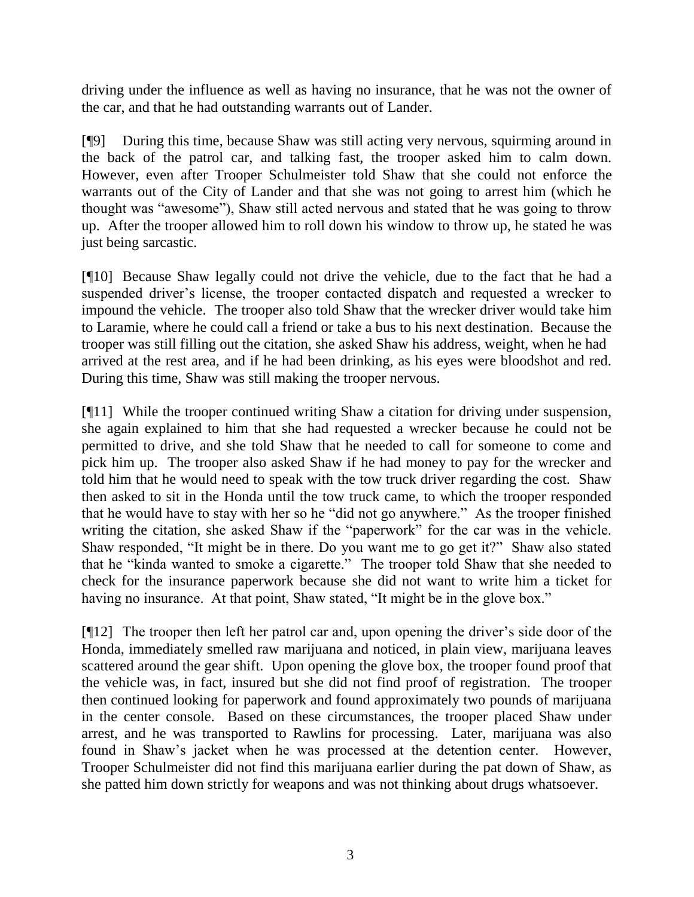driving under the influence as well as having no insurance, that he was not the owner of the car, and that he had outstanding warrants out of Lander.

[¶9] During this time, because Shaw was still acting very nervous, squirming around in the back of the patrol car, and talking fast, the trooper asked him to calm down. However, even after Trooper Schulmeister told Shaw that she could not enforce the warrants out of the City of Lander and that she was not going to arrest him (which he thought was "awesome"), Shaw still acted nervous and stated that he was going to throw up. After the trooper allowed him to roll down his window to throw up, he stated he was just being sarcastic.

[¶10] Because Shaw legally could not drive the vehicle, due to the fact that he had a suspended driver's license, the trooper contacted dispatch and requested a wrecker to impound the vehicle. The trooper also told Shaw that the wrecker driver would take him to Laramie, where he could call a friend or take a bus to his next destination. Because the trooper was still filling out the citation, she asked Shaw his address, weight, when he had arrived at the rest area, and if he had been drinking, as his eyes were bloodshot and red. During this time, Shaw was still making the trooper nervous.

[¶11] While the trooper continued writing Shaw a citation for driving under suspension, she again explained to him that she had requested a wrecker because he could not be permitted to drive, and she told Shaw that he needed to call for someone to come and pick him up. The trooper also asked Shaw if he had money to pay for the wrecker and told him that he would need to speak with the tow truck driver regarding the cost. Shaw then asked to sit in the Honda until the tow truck came, to which the trooper responded that he would have to stay with her so he "did not go anywhere." As the trooper finished writing the citation, she asked Shaw if the "paperwork" for the car was in the vehicle. Shaw responded, "It might be in there. Do you want me to go get it?" Shaw also stated that he "kinda wanted to smoke a cigarette." The trooper told Shaw that she needed to check for the insurance paperwork because she did not want to write him a ticket for having no insurance. At that point, Shaw stated, "It might be in the glove box."

[¶12] The trooper then left her patrol car and, upon opening the driver's side door of the Honda, immediately smelled raw marijuana and noticed, in plain view, marijuana leaves scattered around the gear shift. Upon opening the glove box, the trooper found proof that the vehicle was, in fact, insured but she did not find proof of registration. The trooper then continued looking for paperwork and found approximately two pounds of marijuana in the center console. Based on these circumstances, the trooper placed Shaw under arrest, and he was transported to Rawlins for processing. Later, marijuana was also found in Shaw's jacket when he was processed at the detention center. However, Trooper Schulmeister did not find this marijuana earlier during the pat down of Shaw, as she patted him down strictly for weapons and was not thinking about drugs whatsoever.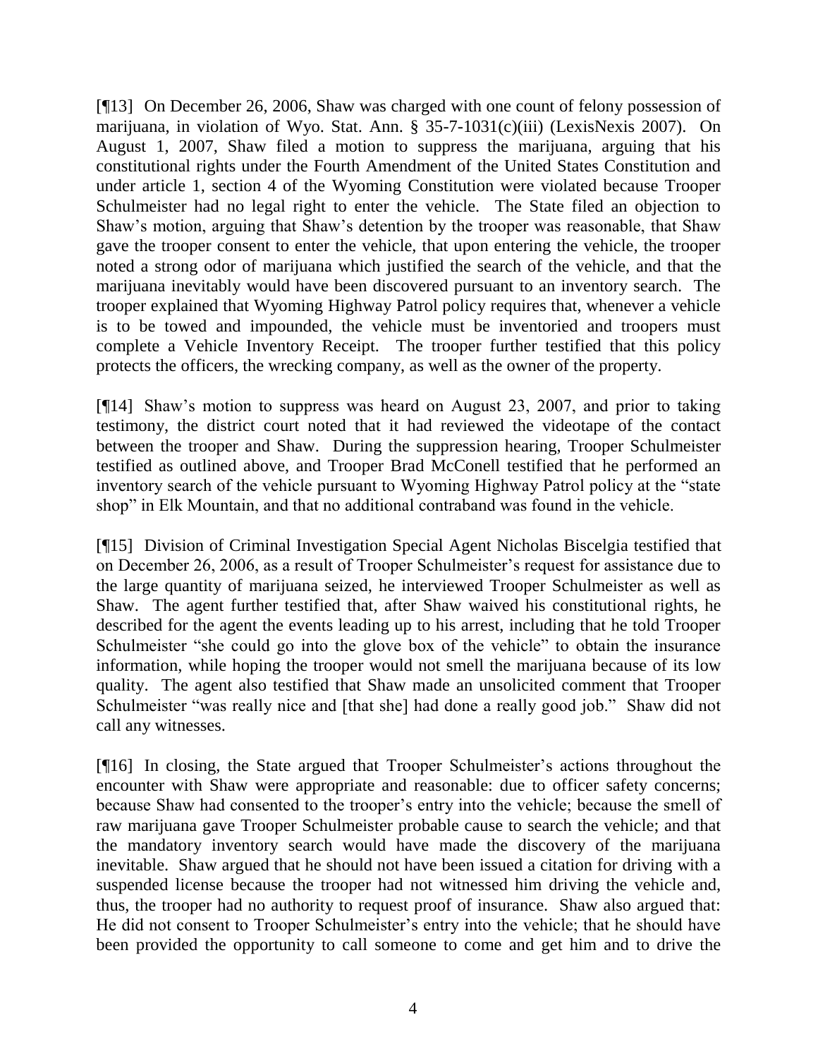[¶13] On December 26, 2006, Shaw was charged with one count of felony possession of marijuana, in violation of Wyo. Stat. Ann. § 35-7-1031(c)(iii) (LexisNexis 2007). On August 1, 2007, Shaw filed a motion to suppress the marijuana, arguing that his constitutional rights under the Fourth Amendment of the United States Constitution and under article 1, section 4 of the Wyoming Constitution were violated because Trooper Schulmeister had no legal right to enter the vehicle. The State filed an objection to Shaw's motion, arguing that Shaw's detention by the trooper was reasonable, that Shaw gave the trooper consent to enter the vehicle, that upon entering the vehicle, the trooper noted a strong odor of marijuana which justified the search of the vehicle, and that the marijuana inevitably would have been discovered pursuant to an inventory search. The trooper explained that Wyoming Highway Patrol policy requires that, whenever a vehicle is to be towed and impounded, the vehicle must be inventoried and troopers must complete a Vehicle Inventory Receipt. The trooper further testified that this policy protects the officers, the wrecking company, as well as the owner of the property.

[¶14] Shaw's motion to suppress was heard on August 23, 2007, and prior to taking testimony, the district court noted that it had reviewed the videotape of the contact between the trooper and Shaw. During the suppression hearing, Trooper Schulmeister testified as outlined above, and Trooper Brad McConell testified that he performed an inventory search of the vehicle pursuant to Wyoming Highway Patrol policy at the "state shop" in Elk Mountain, and that no additional contraband was found in the vehicle.

[¶15] Division of Criminal Investigation Special Agent Nicholas Biscelgia testified that on December 26, 2006, as a result of Trooper Schulmeister's request for assistance due to the large quantity of marijuana seized, he interviewed Trooper Schulmeister as well as Shaw. The agent further testified that, after Shaw waived his constitutional rights, he described for the agent the events leading up to his arrest, including that he told Trooper Schulmeister "she could go into the glove box of the vehicle" to obtain the insurance information, while hoping the trooper would not smell the marijuana because of its low quality. The agent also testified that Shaw made an unsolicited comment that Trooper Schulmeister "was really nice and [that she] had done a really good job." Shaw did not call any witnesses.

[¶16] In closing, the State argued that Trooper Schulmeister's actions throughout the encounter with Shaw were appropriate and reasonable: due to officer safety concerns; because Shaw had consented to the trooper's entry into the vehicle; because the smell of raw marijuana gave Trooper Schulmeister probable cause to search the vehicle; and that the mandatory inventory search would have made the discovery of the marijuana inevitable. Shaw argued that he should not have been issued a citation for driving with a suspended license because the trooper had not witnessed him driving the vehicle and, thus, the trooper had no authority to request proof of insurance. Shaw also argued that: He did not consent to Trooper Schulmeister's entry into the vehicle; that he should have been provided the opportunity to call someone to come and get him and to drive the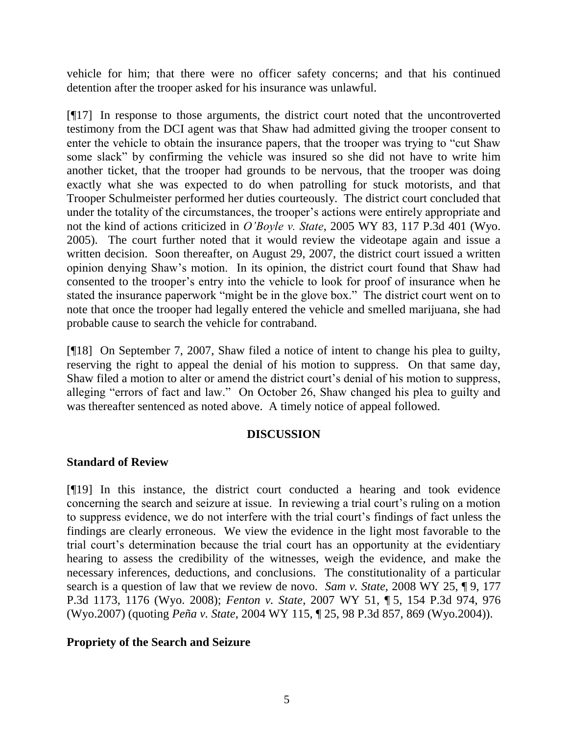vehicle for him; that there were no officer safety concerns; and that his continued detention after the trooper asked for his insurance was unlawful.

[¶17] In response to those arguments, the district court noted that the uncontroverted testimony from the DCI agent was that Shaw had admitted giving the trooper consent to enter the vehicle to obtain the insurance papers, that the trooper was trying to "cut Shaw some slack" by confirming the vehicle was insured so she did not have to write him another ticket, that the trooper had grounds to be nervous, that the trooper was doing exactly what she was expected to do when patrolling for stuck motorists, and that Trooper Schulmeister performed her duties courteously. The district court concluded that under the totality of the circumstances, the trooper's actions were entirely appropriate and not the kind of actions criticized in *O'Boyle v. State*, 2005 WY 83, 117 P.3d 401 (Wyo. 2005). The court further noted that it would review the videotape again and issue a written decision. Soon thereafter, on August 29, 2007, the district court issued a written opinion denying Shaw's motion. In its opinion, the district court found that Shaw had consented to the trooper's entry into the vehicle to look for proof of insurance when he stated the insurance paperwork "might be in the glove box." The district court went on to note that once the trooper had legally entered the vehicle and smelled marijuana, she had probable cause to search the vehicle for contraband.

[¶18] On September 7, 2007, Shaw filed a notice of intent to change his plea to guilty, reserving the right to appeal the denial of his motion to suppress. On that same day, Shaw filed a motion to alter or amend the district court's denial of his motion to suppress, alleging "errors of fact and law." On October 26, Shaw changed his plea to guilty and was thereafter sentenced as noted above. A timely notice of appeal followed.

## DISCUSSION

### Standard of Review

[¶19] In this instance, the district court conducted a hearing and took evidence concerning the search and seizure at issue. In reviewing a trial court's ruling on a motion to suppress evidence, we do not interfere with the trial court's findings of fact unless the findings are clearly erroneous. We view the evidence in the light most favorable to the trial court's determination because the trial court has an opportunity at the evidentiary hearing to assess the credibility of the witnesses, weigh the evidence, and make the necessary inferences, deductions, and conclusions. The constitutionality of a particular search is a question of law that we review de novo. *Sam v. State*, 2008 WY 25, ¶ 9, 177 P.3d 1173, 1176 (Wyo. 2008); *Fenton v. State*, 2007 WY 51, ¶ 5, 154 P.3d 974, 976 (Wyo.2007) (quoting *Peña v. State*, 2004 WY 115, ¶ 25, 98 P.3d 857, 869 (Wyo.2004)).

### Propriety of the Search and Seizure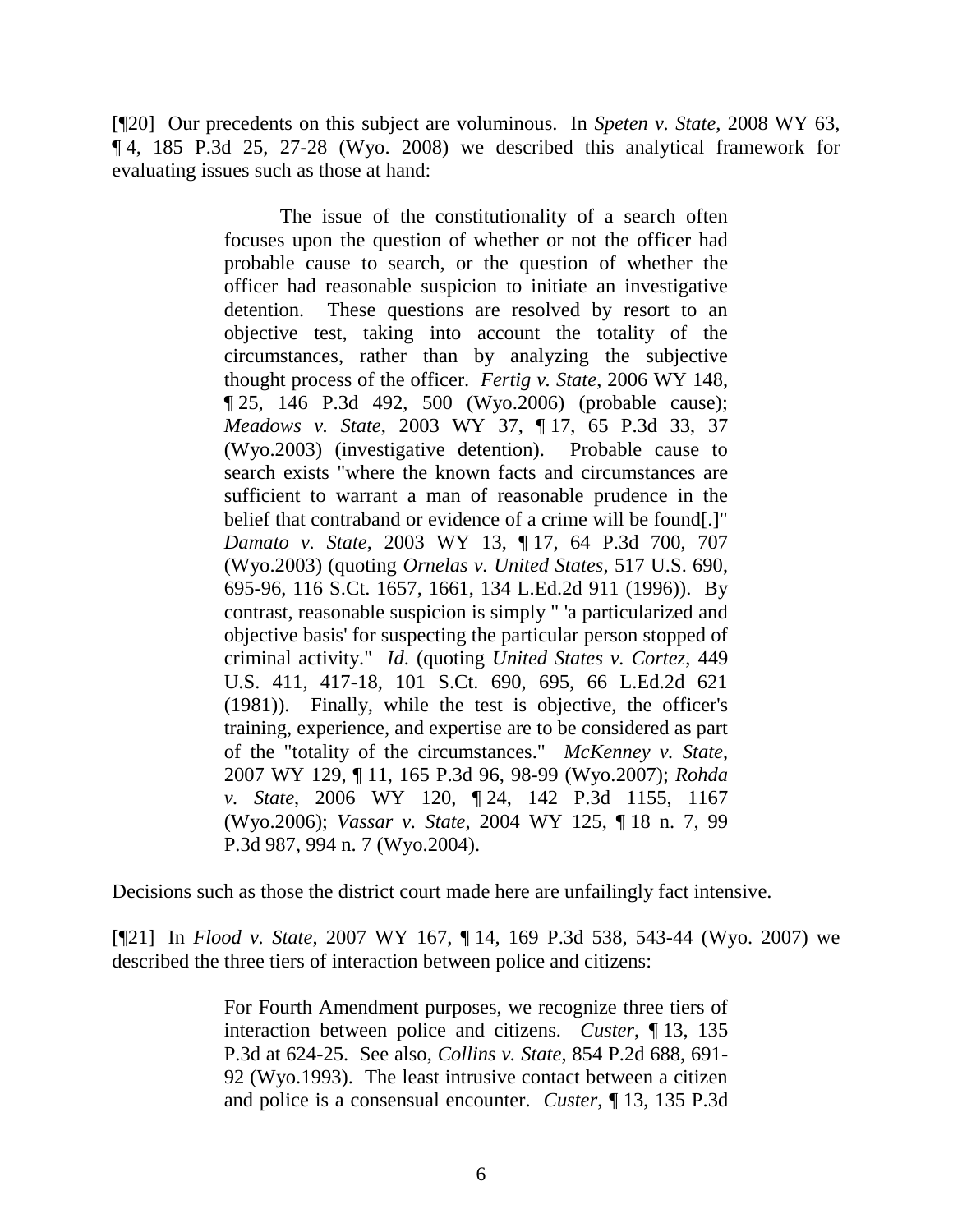[¶20] Our precedents on this subject are voluminous. In *Speten v. State*, 2008 WY 63, ¶ 4, 185 P.3d 25, 27-28 (Wyo. 2008) we described this analytical framework for evaluating issues such as those at hand:

> The issue of the constitutionality of a search often focuses upon the question of whether or not the officer had probable cause to search, or the question of whether the officer had reasonable suspicion to initiate an investigative detention. These questions are resolved by resort to an objective test, taking into account the totality of the circumstances, rather than by analyzing the subjective thought process of the officer. *Fertig v. State*, 2006 WY 148, ¶ 25, 146 P.3d 492, 500 (Wyo.2006) (probable cause); *Meadows v. State*, 2003 WY 37, ¶ 17, 65 P.3d 33, 37 (Wyo.2003) (investigative detention). Probable cause to search exists "where the known facts and circumstances are sufficient to warrant a man of reasonable prudence in the belief that contraband or evidence of a crime will be found[.]" *Damato v. State*, 2003 WY 13, ¶ 17, 64 P.3d 700, 707 (Wyo.2003) (quoting *Ornelas v. United States*, 517 U.S. 690, 695-96, 116 S.Ct. 1657, 1661, 134 L.Ed.2d 911 (1996)). By contrast, reasonable suspicion is simply " 'a particularized and objective basis' for suspecting the particular person stopped of criminal activity." *Id*. (quoting *United States v. Cortez*, 449 U.S. 411, 417-18, 101 S.Ct. 690, 695, 66 L.Ed.2d 621 (1981)). Finally, while the test is objective, the officer's training, experience, and expertise are to be considered as part of the "totality of the circumstances." *McKenney v. State*, 2007 WY 129, ¶ 11, 165 P.3d 96, 98-99 (Wyo.2007); *Rohda v. State*, 2006 WY 120, ¶ 24, 142 P.3d 1155, 1167 (Wyo.2006); *Vassar v. State*, 2004 WY 125, ¶ 18 n. 7, 99 P.3d 987, 994 n. 7 (Wyo.2004).

Decisions such as those the district court made here are unfailingly fact intensive.

[¶21] In *Flood v. State*, 2007 WY 167, ¶ 14, 169 P.3d 538, 543-44 (Wyo. 2007) we described the three tiers of interaction between police and citizens:

> For Fourth Amendment purposes, we recognize three tiers of interaction between police and citizens. *Custer*, ¶ 13, 135 P.3d at 624-25. See also, *Collins v. State*, 854 P.2d 688, 691-92 (Wyo.1993). The least intrusive contact between a citizen and police is a consensual encounter. *Custer*, ¶ 13, 135 P.3d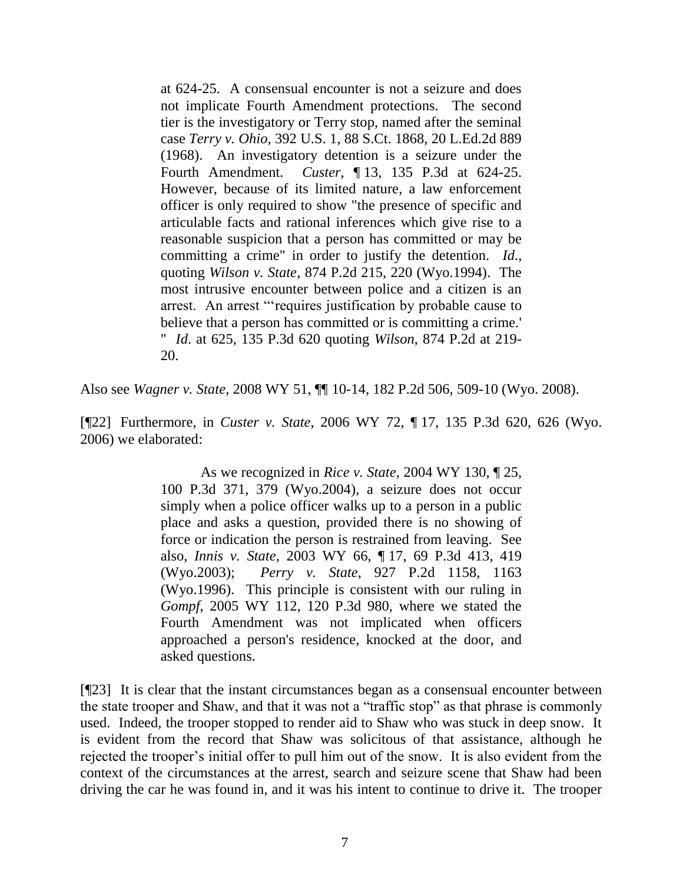> at 624-25. A consensual encounter is not a seizure and does not implicate Fourth Amendment protections. The second tier is the investigatory or Terry stop, named after the seminal case *Terry v. Ohio*, 392 U.S. 1, 88 S.Ct. 1868, 20 L.Ed.2d 889 (1968). An investigatory detention is a seizure under the Fourth Amendment. *Custer*, ¶ 13, 135 P.3d at 624-25. However, because of its limited nature, a law enforcement officer is only required to show "the presence of specific and articulable facts and rational inferences which give rise to a reasonable suspicion that a person has committed or may be committing a crime" in order to justify the detention. *Id*., quoting *Wilson v. State*, 874 P.2d 215, 220 (Wyo.1994). The most intrusive encounter between police and a citizen is an arrest. An arrest "'requires justification by probable cause to believe that a person has committed or is committing a crime.' " *Id*. at 625, 135 P.3d 620 quoting *Wilson*, 874 P.2d at 219-20.

Also see *Wagner v. State*, 2008 WY 51, ¶¶ 10-14, 182 P.2d 506, 509-10 (Wyo. 2008).

[¶22] Furthermore, in *Custer v. State*, 2006 WY 72, ¶ 17, 135 P.3d 620, 626 (Wyo. 2006) we elaborated:

> As we recognized in *Rice v. State*, 2004 WY 130, ¶ 25, 100 P.3d 371, 379 (Wyo.2004), a seizure does not occur simply when a police officer walks up to a person in a public place and asks a question, provided there is no showing of force or indication the person is restrained from leaving. See also, *Innis v. State*, 2003 WY 66, ¶ 17, 69 P.3d 413, 419 (Wyo.2003); *Perry v. State*, 927 P.2d 1158, 1163 (Wyo.1996). This principle is consistent with our ruling in *Gompf*, 2005 WY 112, 120 P.3d 980, where we stated the Fourth Amendment was not implicated when officers approached a person's residence, knocked at the door, and asked questions.

[¶23] It is clear that the instant circumstances began as a consensual encounter between the state trooper and Shaw, and that it was not a "traffic stop" as that phrase is commonly used. Indeed, the trooper stopped to render aid to Shaw who was stuck in deep snow. It is evident from the record that Shaw was solicitous of that assistance, although he rejected the trooper's initial offer to pull him out of the snow. It is also evident from the context of the circumstances at the arrest, search and seizure scene that Shaw had been driving the car he was found in, and it was his intent to continue to drive it. The trooper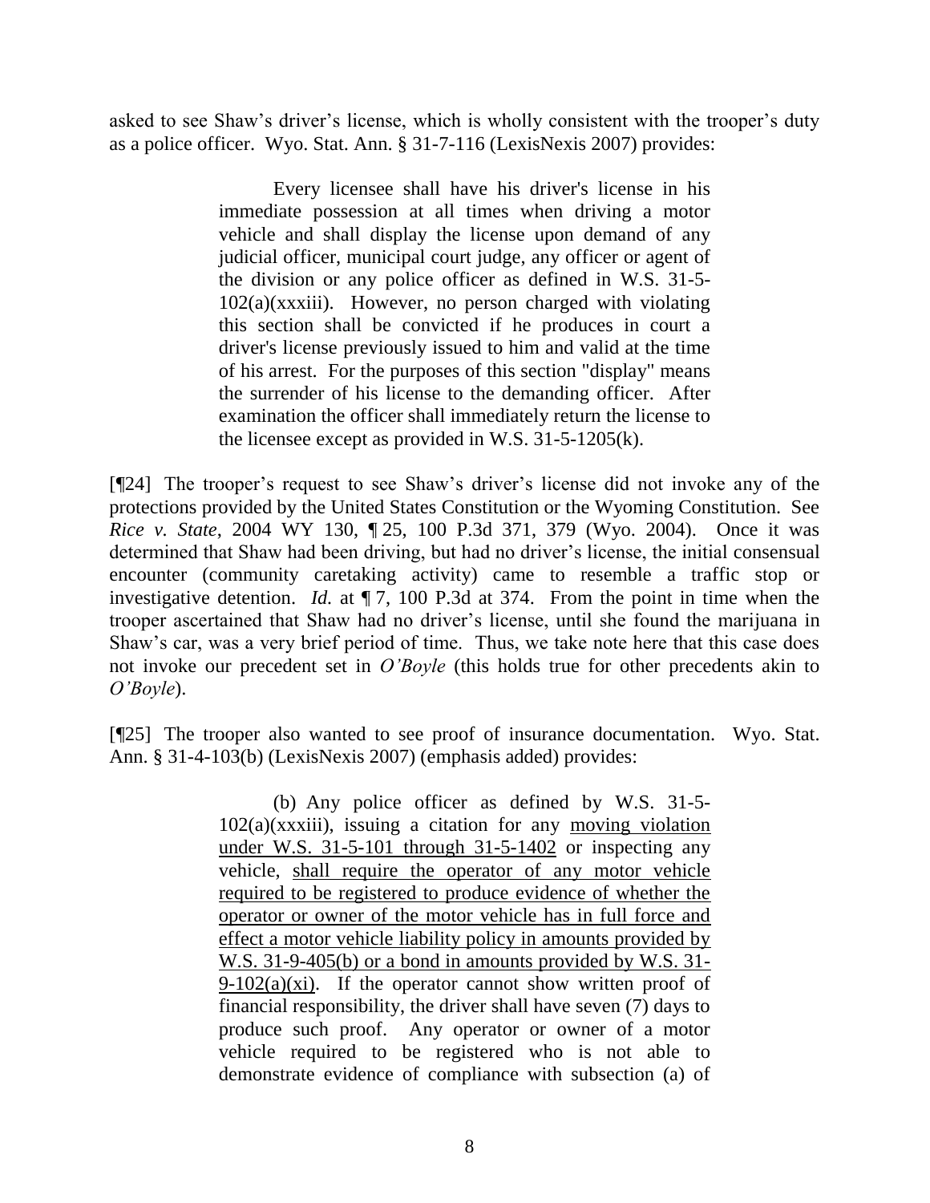asked to see Shaw's driver's license, which is wholly consistent with the trooper's duty as a police officer. Wyo. Stat. Ann. § 31-7-116 (LexisNexis 2007) provides:

> Every licensee shall have his driver's license in his immediate possession at all times when driving a motor vehicle and shall display the license upon demand of any judicial officer, municipal court judge, any officer or agent of the division or any police officer as defined in W.S. 31-5-102(a)(xxxiii). However, no person charged with violating this section shall be convicted if he produces in court a driver's license previously issued to him and valid at the time of his arrest. For the purposes of this section "display" means the surrender of his license to the demanding officer. After examination the officer shall immediately return the license to the licensee except as provided in W.S. 31-5-1205(k).

[¶24] The trooper's request to see Shaw's driver's license did not invoke any of the protections provided by the United States Constitution or the Wyoming Constitution. See *Rice v. State*, 2004 WY 130, ¶ 25, 100 P.3d 371, 379 (Wyo. 2004). Once it was determined that Shaw had been driving, but had no driver's license, the initial consensual encounter (community caretaking activity) came to resemble a traffic stop or investigative detention. *Id.* at ¶ 7, 100 P.3d at 374. From the point in time when the trooper ascertained that Shaw had no driver's license, until she found the marijuana in Shaw's car, was a very brief period of time. Thus, we take note here that this case does not invoke our precedent set in *O'Boyle* (this holds true for other precedents akin to *O'Boyle*).

[¶25] The trooper also wanted to see proof of insurance documentation. Wyo. Stat. Ann. § 31-4-103(b) (LexisNexis 2007) (emphasis added) provides:

> (b) Any police officer as defined by W.S. 31-5-102(a)(xxxiii), issuing a citation for any <u>moving violation under W.S. 31-5-101 through 31-5-1402</u> or inspecting any vehicle, <u>shall require the operator of any motor vehicle required to be registered to produce evidence of whether the operator or owner of the motor vehicle has in full force and effect a motor vehicle liability policy in amounts provided by W.S. 31-9-405(b) or a bond in amounts provided by W.S. 31-9-102(a)(xi)</u>. If the operator cannot show written proof of financial responsibility, the driver shall have seven (7) days to produce such proof. Any operator or owner of a motor vehicle required to be registered who is not able to demonstrate evidence of compliance with subsection (a) of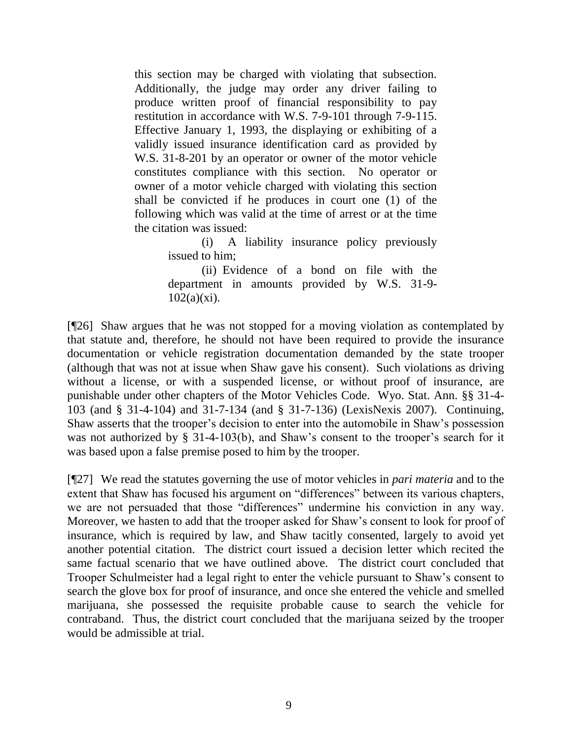> this section may be charged with violating that subsection. Additionally, the judge may order any driver failing to produce written proof of financial responsibility to pay restitution in accordance with W.S. 7-9-101 through 7-9-115. Effective January 1, 1993, the displaying or exhibiting of a validly issued insurance identification card as provided by W.S. 31-8-201 by an operator or owner of the motor vehicle constitutes compliance with this section. No operator or owner of a motor vehicle charged with violating this section shall be convicted if he produces in court one (1) of the following which was valid at the time of arrest or at the time the citation was issued:
>
> > (i) A liability insurance policy previously issued to him;
> >
> > (ii) Evidence of a bond on file with the department in amounts provided by W.S. 31-9-102(a)(xi).

[¶26] Shaw argues that he was not stopped for a moving violation as contemplated by that statute and, therefore, he should not have been required to provide the insurance documentation or vehicle registration documentation demanded by the state trooper (although that was not at issue when Shaw gave his consent). Such violations as driving without a license, or with a suspended license, or without proof of insurance, are punishable under other chapters of the Motor Vehicles Code. Wyo. Stat. Ann. §§ 31-4-103 (and § 31-4-104) and 31-7-134 (and § 31-7-136) (LexisNexis 2007). Continuing, Shaw asserts that the trooper's decision to enter into the automobile in Shaw's possession was not authorized by § 31-4-103(b), and Shaw's consent to the trooper's search for it was based upon a false premise posed to him by the trooper.

[¶27] We read the statutes governing the use of motor vehicles in *pari materia* and to the extent that Shaw has focused his argument on "differences" between its various chapters, we are not persuaded that those "differences" undermine his conviction in any way. Moreover, we hasten to add that the trooper asked for Shaw's consent to look for proof of insurance, which is required by law, and Shaw tacitly consented, largely to avoid yet another potential citation. The district court issued a decision letter which recited the same factual scenario that we have outlined above. The district court concluded that Trooper Schulmeister had a legal right to enter the vehicle pursuant to Shaw's consent to search the glove box for proof of insurance, and once she entered the vehicle and smelled marijuana, she possessed the requisite probable cause to search the vehicle for contraband. Thus, the district court concluded that the marijuana seized by the trooper would be admissible at trial.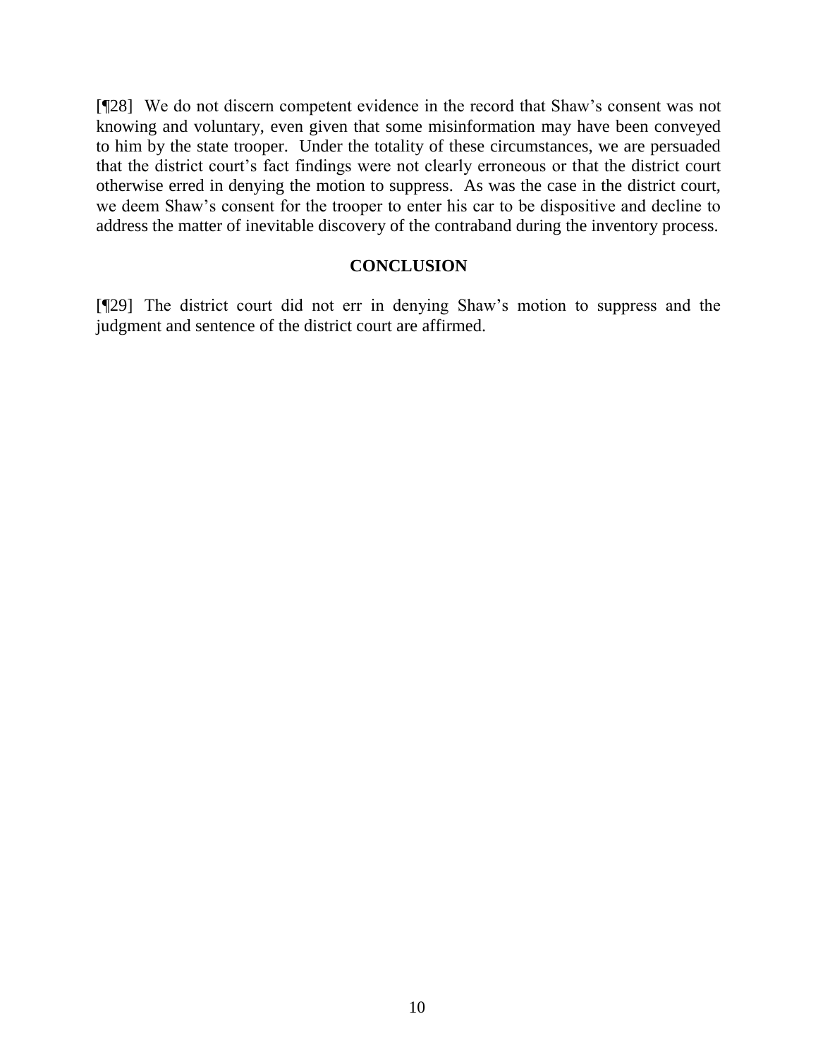[¶28] We do not discern competent evidence in the record that Shaw's consent was not knowing and voluntary, even given that some misinformation may have been conveyed to him by the state trooper. Under the totality of these circumstances, we are persuaded that the district court's fact findings were not clearly erroneous or that the district court otherwise erred in denying the motion to suppress. As was the case in the district court, we deem Shaw's consent for the trooper to enter his car to be dispositive and decline to address the matter of inevitable discovery of the contraband during the inventory process.

## CONCLUSION

[¶29] The district court did not err in denying Shaw's motion to suppress and the judgment and sentence of the district court are affirmed.